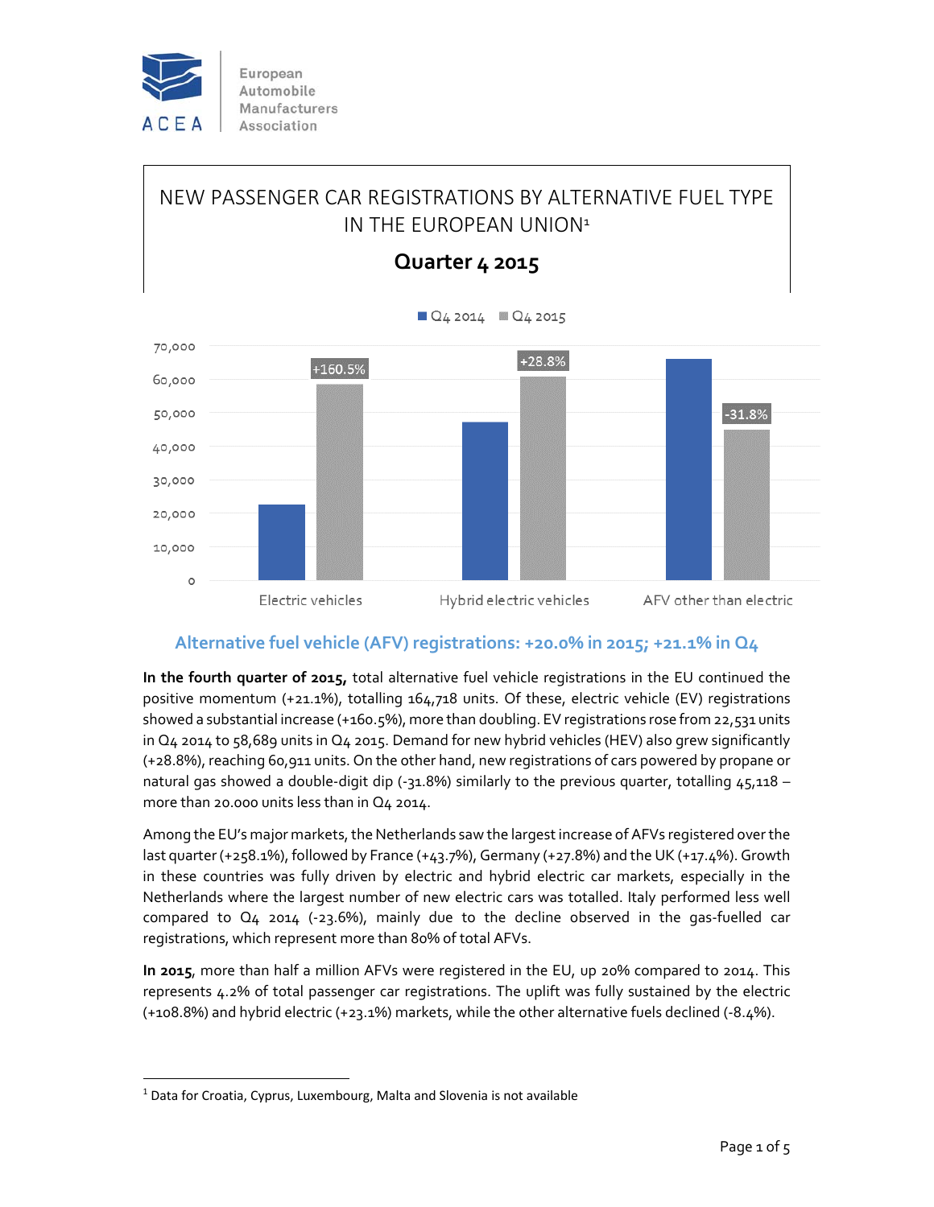European Automobile Manufacturers Association

ACEA

# NEW PASSENGER CAR REGISTRATIONS BY ALTERNATIVE FUEL TYPE IN THE EUROPEAN UNION[1]

## Quarter 4 2015

| | Q4 2014 | Q4 2015 | % change |
|---|---|---|---|
| Electric vehicles | | | +160.5% |
| Hybrid electric vehicles | | | +28.8% |
| AFV other than electric | | | -31.8% |

## Alternative fuel vehicle (AFV) registrations: +20.0% in 2015; +21.1% in Q4

**In the fourth quarter of 2015,** total alternative fuel vehicle registrations in the EU continued the positive momentum (+21.1%), totalling 164,718 units. Of these, electric vehicle (EV) registrations showed a substantial increase (+160.5%), more than doubling. EV registrations rose from 22,531 units in Q4 2014 to 58,689 units in Q4 2015. Demand for new hybrid vehicles (HEV) also grew significantly (+28.8%), reaching 60,911 units. On the other hand, new registrations of cars powered by propane or natural gas showed a double-digit dip (-31.8%) similarly to the previous quarter, totalling 45,118 – more than 20.000 units less than in Q4 2014.

Among the EU's major markets, the Netherlands saw the largest increase of AFVs registered over the last quarter (+258.1%), followed by France (+43.7%), Germany (+27.8%) and the UK (+17.4%). Growth in these countries was fully driven by electric and hybrid electric car markets, especially in the Netherlands where the largest number of new electric cars was totalled. Italy performed less well compared to Q4 2014 (-23.6%), mainly due to the decline observed in the gas-fuelled car registrations, which represent more than 80% of total AFVs.

**In 2015**, more than half a million AFVs were registered in the EU, up 20% compared to 2014. This represents 4.2% of total passenger car registrations. The uplift was fully sustained by the electric (+108.8%) and hybrid electric (+23.1%) markets, while the other alternative fuels declined (-8.4%).

---

[1] Data for Croatia, Cyprus, Luxembourg, Malta and Slovenia is not available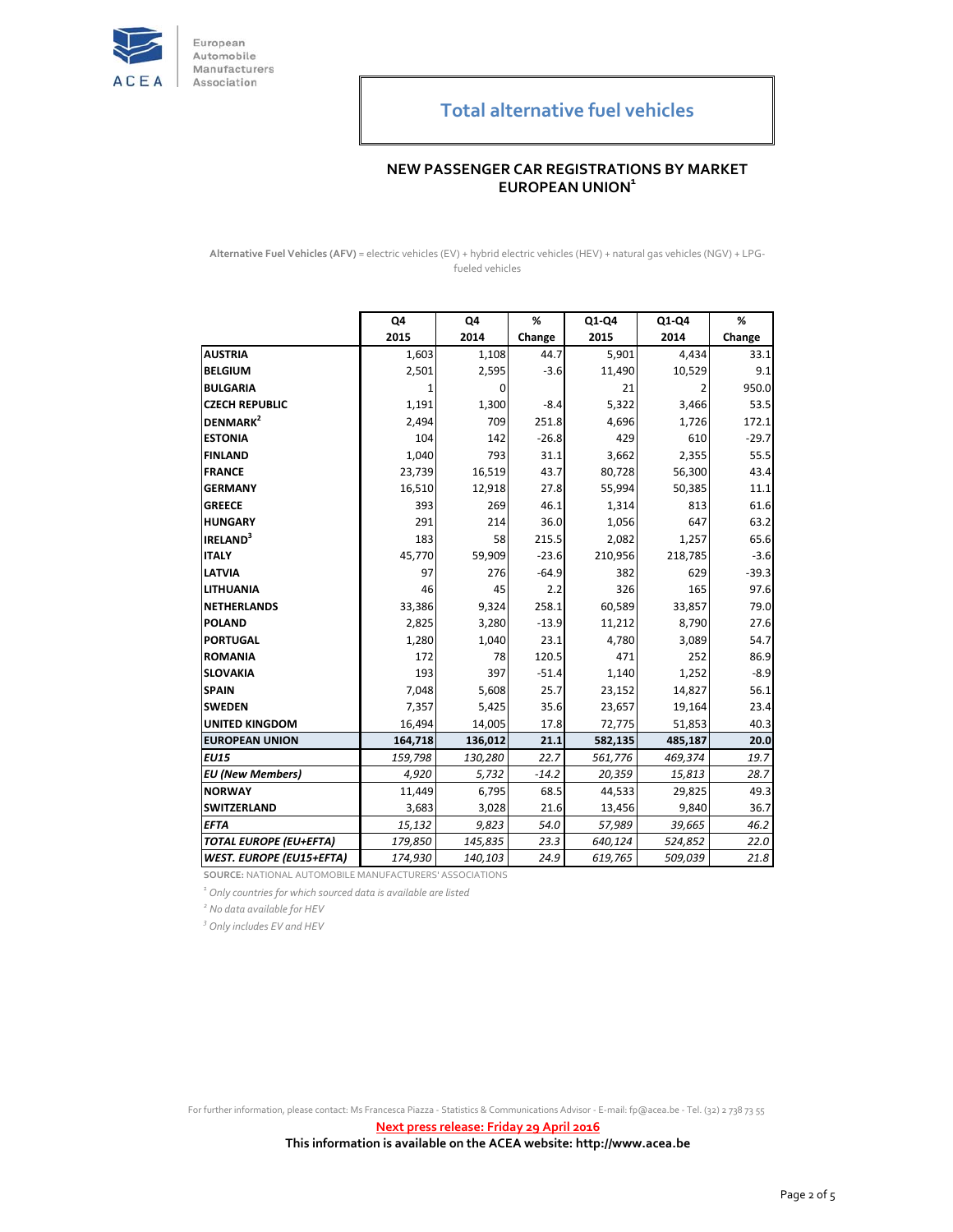European Automobile Manufacturers Association

# Total alternative fuel vehicles

## NEW PASSENGER CAR REGISTRATIONS BY MARKET EUROPEAN UNION[1]

**Alternative Fuel Vehicles (AFV)** = electric vehicles (EV) + hybrid electric vehicles (HEV) + natural gas vehicles (NGV) + LPG-fueled vehicles

| | Q4 2015 | Q4 2014 | % Change | Q1-Q4 2015 | Q1-Q4 2014 | % Change |
|---|---|---|---|---|---|---|
| **AUSTRIA** | 1,603 | 1,108 | 44.7 | 5,901 | 4,434 | 33.1 |
| **BELGIUM** | 2,501 | 2,595 | -3.6 | 11,490 | 10,529 | 9.1 |
| **BULGARIA** | 1 | 0 | | 21 | 2 | 950.0 |
| **CZECH REPUBLIC** | 1,191 | 1,300 | -8.4 | 5,322 | 3,466 | 53.5 |
| **DENMARK[2]** | 2,494 | 709 | 251.8 | 4,696 | 1,726 | 172.1 |
| **ESTONIA** | 104 | 142 | -26.8 | 429 | 610 | -29.7 |
| **FINLAND** | 1,040 | 793 | 31.1 | 3,662 | 2,355 | 55.5 |
| **FRANCE** | 23,739 | 16,519 | 43.7 | 80,728 | 56,300 | 43.4 |
| **GERMANY** | 16,510 | 12,918 | 27.8 | 55,994 | 50,385 | 11.1 |
| **GREECE** | 393 | 269 | 46.1 | 1,314 | 813 | 61.6 |
| **HUNGARY** | 291 | 214 | 36.0 | 1,056 | 647 | 63.2 |
| **IRELAND[3]** | 183 | 58 | 215.5 | 2,082 | 1,257 | 65.6 |
| **ITALY** | 45,770 | 59,909 | -23.6 | 210,956 | 218,785 | -3.6 |
| **LATVIA** | 97 | 276 | -64.9 | 382 | 629 | -39.3 |
| **LITHUANIA** | 46 | 45 | 2.2 | 326 | 165 | 97.6 |
| **NETHERLANDS** | 33,386 | 9,324 | 258.1 | 60,589 | 33,857 | 79.0 |
| **POLAND** | 2,825 | 3,280 | -13.9 | 11,212 | 8,790 | 27.6 |
| **PORTUGAL** | 1,280 | 1,040 | 23.1 | 4,780 | 3,089 | 54.7 |
| **ROMANIA** | 172 | 78 | 120.5 | 471 | 252 | 86.9 |
| **SLOVAKIA** | 193 | 397 | -51.4 | 1,140 | 1,252 | -8.9 |
| **SPAIN** | 7,048 | 5,608 | 25.7 | 23,152 | 14,827 | 56.1 |
| **SWEDEN** | 7,357 | 5,425 | 35.6 | 23,657 | 19,164 | 23.4 |
| **UNITED KINGDOM** | 16,494 | 14,005 | 17.8 | 72,775 | 51,853 | 40.3 |
| **EUROPEAN UNION** | **164,718** | **136,012** | **21.1** | **582,135** | **485,187** | **20.0** |
| ***EU15*** | *159,798* | *130,280* | *22.7* | *561,776* | *469,374* | *19.7* |
| ***EU (New Members)*** | *4,920* | *5,732* | *-14.2* | *20,359* | *15,813* | *28.7* |
| **NORWAY** | 11,449 | 6,795 | 68.5 | 44,533 | 29,825 | 49.3 |
| **SWITZERLAND** | 3,683 | 3,028 | 21.6 | 13,456 | 9,840 | 36.7 |
| ***EFTA*** | *15,132* | *9,823* | *54.0* | *57,989* | *39,665* | *46.2* |
| ***TOTAL EUROPE (EU+EFTA)*** | *179,850* | *145,835* | *23.3* | *640,124* | *524,852* | *22.0* |
| ***WEST. EUROPE (EU15+EFTA)*** | *174,930* | *140,103* | *24.9* | *619,765* | *509,039* | *21.8* |

**SOURCE:** NATIONAL AUTOMOBILE MANUFACTURERS' ASSOCIATIONS

*[1] Only countries for which sourced data is available are listed*

*[2] No data available for HEV*

*[3] Only includes EV and HEV*

For further information, please contact: Ms Francesca Piazza - Statistics & Communications Advisor - E-mail: fp@acea.be - Tel. (32) 2 738 73 55

**Next press release: Friday 29 April 2016**

**This information is available on the ACEA website: http://www.acea.be**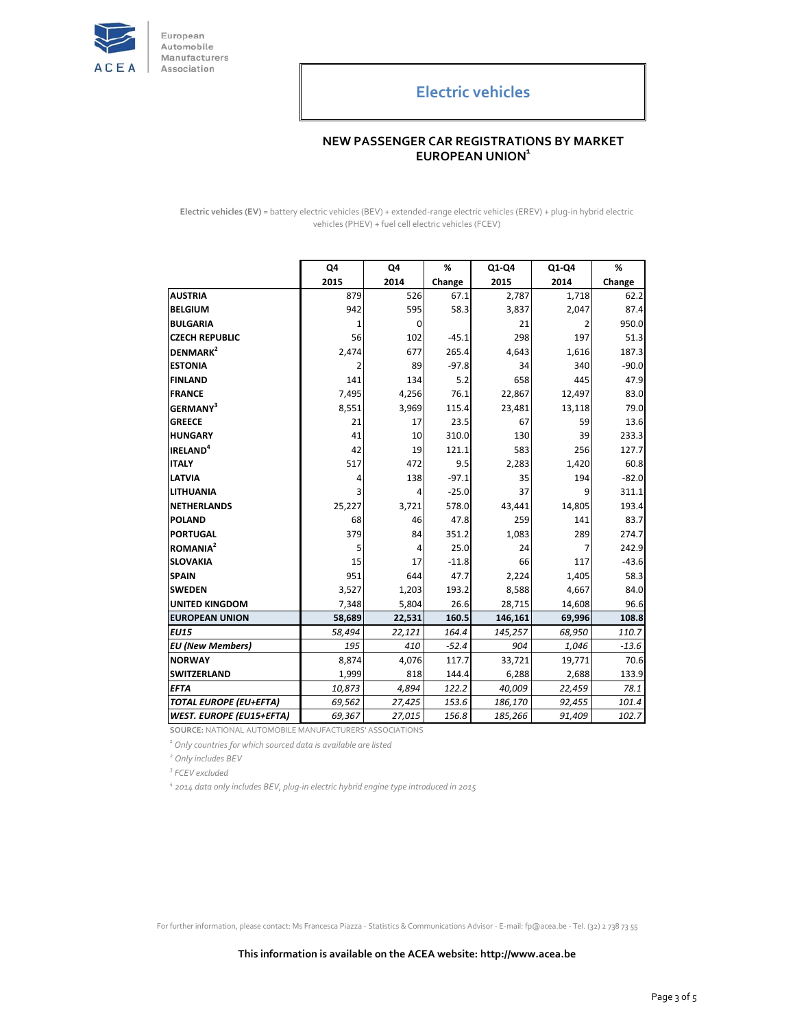# Electric vehicles

## NEW PASSENGER CAR REGISTRATIONS BY MARKET EUROPEAN UNION[1]

**Electric vehicles (EV)** = battery electric vehicles (BEV) + extended-range electric vehicles (EREV) + plug-in hybrid electric vehicles (PHEV) + fuel cell electric vehicles (FCEV)

| | Q4 2015 | Q4 2014 | % Change | Q1-Q4 2015 | Q1-Q4 2014 | % Change |
|---|---|---|---|---|---|---|
| **AUSTRIA** | 879 | 526 | 67.1 | 2,787 | 1,718 | 62.2 |
| **BELGIUM** | 942 | 595 | 58.3 | 3,837 | 2,047 | 87.4 |
| **BULGARIA** | 1 | 0 | | 21 | 2 | 950.0 |
| **CZECH REPUBLIC** | 56 | 102 | -45.1 | 298 | 197 | 51.3 |
| **DENMARK[2]** | 2,474 | 677 | 265.4 | 4,643 | 1,616 | 187.3 |
| **ESTONIA** | 2 | 89 | -97.8 | 34 | 340 | -90.0 |
| **FINLAND** | 141 | 134 | 5.2 | 658 | 445 | 47.9 |
| **FRANCE** | 7,495 | 4,256 | 76.1 | 22,867 | 12,497 | 83.0 |
| **GERMANY[3]** | 8,551 | 3,969 | 115.4 | 23,481 | 13,118 | 79.0 |
| **GREECE** | 21 | 17 | 23.5 | 67 | 59 | 13.6 |
| **HUNGARY** | 41 | 10 | 310.0 | 130 | 39 | 233.3 |
| **IRELAND[4]** | 42 | 19 | 121.1 | 583 | 256 | 127.7 |
| **ITALY** | 517 | 472 | 9.5 | 2,283 | 1,420 | 60.8 |
| **LATVIA** | 4 | 138 | -97.1 | 35 | 194 | -82.0 |
| **LITHUANIA** | 3 | 4 | -25.0 | 37 | 9 | 311.1 |
| **NETHERLANDS** | 25,227 | 3,721 | 578.0 | 43,441 | 14,805 | 193.4 |
| **POLAND** | 68 | 46 | 47.8 | 259 | 141 | 83.7 |
| **PORTUGAL** | 379 | 84 | 351.2 | 1,083 | 289 | 274.7 |
| **ROMANIA[2]** | 5 | 4 | 25.0 | 24 | 7 | 242.9 |
| **SLOVAKIA** | 15 | 17 | -11.8 | 66 | 117 | -43.6 |
| **SPAIN** | 951 | 644 | 47.7 | 2,224 | 1,405 | 58.3 |
| **SWEDEN** | 3,527 | 1,203 | 193.2 | 8,588 | 4,667 | 84.0 |
| **UNITED KINGDOM** | 7,348 | 5,804 | 26.6 | 28,715 | 14,608 | 96.6 |
| **EUROPEAN UNION** | **58,689** | **22,531** | **160.5** | **146,161** | **69,996** | **108.8** |
| ***EU15*** | *58,494* | *22,121* | *164.4* | *145,257* | *68,950* | *110.7* |
| ***EU (New Members)*** | *195* | *410* | *-52.4* | *904* | *1,046* | *-13.6* |
| **NORWAY** | 8,874 | 4,076 | 117.7 | 33,721 | 19,771 | 70.6 |
| **SWITZERLAND** | 1,999 | 818 | 144.4 | 6,288 | 2,688 | 133.9 |
| ***EFTA*** | *10,873* | *4,894* | *122.2* | *40,009* | *22,459* | *78.1* |
| ***TOTAL EUROPE (EU+EFTA)*** | *69,562* | *27,425* | *153.6* | *186,170* | *92,455* | *101.4* |
| ***WEST. EUROPE (EU15+EFTA)*** | *69,367* | *27,015* | *156.8* | *185,266* | *91,409* | *102.7* |

**SOURCE:** NATIONAL AUTOMOBILE MANUFACTURERS' ASSOCIATIONS

[1] *Only countries for which sourced data is available are listed*

[2] *Only includes BEV*

[3] *FCEV excluded*

[4] *2014 data only includes BEV, plug-in electric hybrid engine type introduced in 2015*

For further information, please contact: Ms Francesca Piazza - Statistics & Communications Advisor - E-mail: fp@acea.be - Tel. (32) 2 738 73 55

**This information is available on the ACEA website: http://www.acea.be**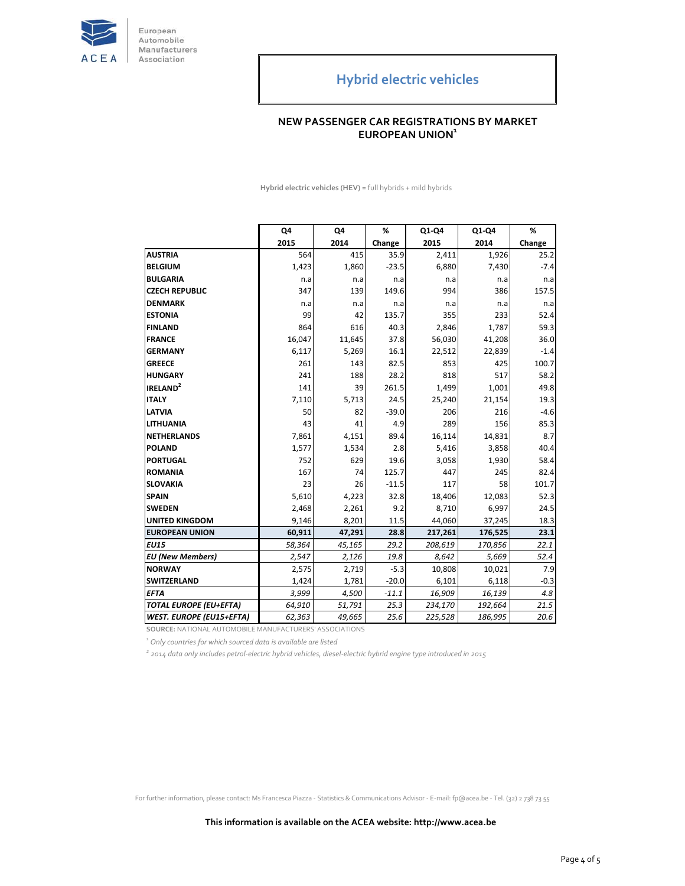# Hybrid electric vehicles

## NEW PASSENGER CAR REGISTRATIONS BY MARKET EUROPEAN UNION[1]

**Hybrid electric vehicles (HEV)** = full hybrids + mild hybrids

| | Q4 2015 | Q4 2014 | % Change | Q1-Q4 2015 | Q1-Q4 2014 | % Change |
|---|---|---|---|---|---|---|
| **AUSTRIA** | 564 | 415 | 35.9 | 2,411 | 1,926 | 25.2 |
| **BELGIUM** | 1,423 | 1,860 | -23.5 | 6,880 | 7,430 | -7.4 |
| **BULGARIA** | n.a | n.a | n.a | n.a | n.a | n.a |
| **CZECH REPUBLIC** | 347 | 139 | 149.6 | 994 | 386 | 157.5 |
| **DENMARK** | n.a | n.a | n.a | n.a | n.a | n.a |
| **ESTONIA** | 99 | 42 | 135.7 | 355 | 233 | 52.4 |
| **FINLAND** | 864 | 616 | 40.3 | 2,846 | 1,787 | 59.3 |
| **FRANCE** | 16,047 | 11,645 | 37.8 | 56,030 | 41,208 | 36.0 |
| **GERMANY** | 6,117 | 5,269 | 16.1 | 22,512 | 22,839 | -1.4 |
| **GREECE** | 261 | 143 | 82.5 | 853 | 425 | 100.7 |
| **HUNGARY** | 241 | 188 | 28.2 | 818 | 517 | 58.2 |
| **IRELAND[2]** | 141 | 39 | 261.5 | 1,499 | 1,001 | 49.8 |
| **ITALY** | 7,110 | 5,713 | 24.5 | 25,240 | 21,154 | 19.3 |
| **LATVIA** | 50 | 82 | -39.0 | 206 | 216 | -4.6 |
| **LITHUANIA** | 43 | 41 | 4.9 | 289 | 156 | 85.3 |
| **NETHERLANDS** | 7,861 | 4,151 | 89.4 | 16,114 | 14,831 | 8.7 |
| **POLAND** | 1,577 | 1,534 | 2.8 | 5,416 | 3,858 | 40.4 |
| **PORTUGAL** | 752 | 629 | 19.6 | 3,058 | 1,930 | 58.4 |
| **ROMANIA** | 167 | 74 | 125.7 | 447 | 245 | 82.4 |
| **SLOVAKIA** | 23 | 26 | -11.5 | 117 | 58 | 101.7 |
| **SPAIN** | 5,610 | 4,223 | 32.8 | 18,406 | 12,083 | 52.3 |
| **SWEDEN** | 2,468 | 2,261 | 9.2 | 8,710 | 6,997 | 24.5 |
| **UNITED KINGDOM** | 9,146 | 8,201 | 11.5 | 44,060 | 37,245 | 18.3 |
| **EUROPEAN UNION** | **60,911** | **47,291** | **28.8** | **217,261** | **176,525** | **23.1** |
| ***EU15*** | *58,364* | *45,165* | *29.2* | *208,619* | *170,856* | *22.1* |
| ***EU (New Members)*** | *2,547* | *2,126* | *19.8* | *8,642* | *5,669* | *52.4* |
| **NORWAY** | 2,575 | 2,719 | -5.3 | 10,808 | 10,021 | 7.9 |
| **SWITZERLAND** | 1,424 | 1,781 | -20.0 | 6,101 | 6,118 | -0.3 |
| ***EFTA*** | *3,999* | *4,500* | *-11.1* | *16,909* | *16,139* | *4.8* |
| ***TOTAL EUROPE (EU+EFTA)*** | *64,910* | *51,791* | *25.3* | *234,170* | *192,664* | *21.5* |
| ***WEST. EUROPE (EU15+EFTA)*** | *62,363* | *49,665* | *25.6* | *225,528* | *186,995* | *20.6* |

**SOURCE:** NATIONAL AUTOMOBILE MANUFACTURERS' ASSOCIATIONS

[1] *Only countries for which sourced data is available are listed*

[2] *2014 data only includes petrol-electric hybrid vehicles, diesel-electric hybrid engine type introduced in 2015*

For further information, please contact: Ms Francesca Piazza - Statistics & Communications Advisor - E-mail: fp@acea.be - Tel. (32) 2 738 73 55

**This information is available on the ACEA website: http://www.acea.be**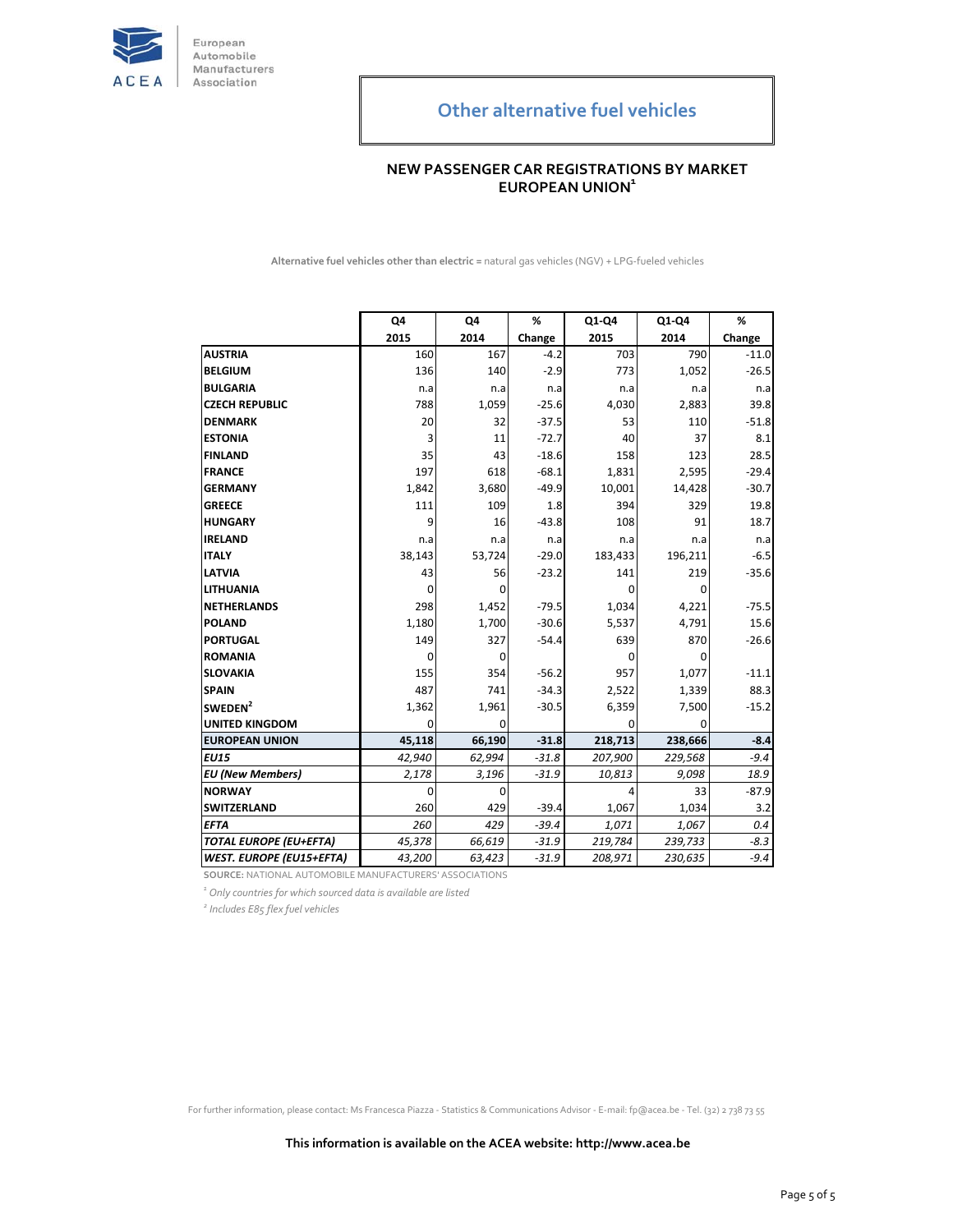European Automobile Manufacturers Association

# Other alternative fuel vehicles

## NEW PASSENGER CAR REGISTRATIONS BY MARKET EUROPEAN UNION[1]

**Alternative fuel vehicles other than electric =** natural gas vehicles (NGV) + LPG-fueled vehicles

| | Q4 2015 | Q4 2014 | % Change | Q1-Q4 2015 | Q1-Q4 2014 | % Change |
|---|---|---|---|---|---|---|
| **AUSTRIA** | 160 | 167 | -4.2 | 703 | 790 | -11.0 |
| **BELGIUM** | 136 | 140 | -2.9 | 773 | 1,052 | -26.5 |
| **BULGARIA** | n.a | n.a | n.a | n.a | n.a | n.a |
| **CZECH REPUBLIC** | 788 | 1,059 | -25.6 | 4,030 | 2,883 | 39.8 |
| **DENMARK** | 20 | 32 | -37.5 | 53 | 110 | -51.8 |
| **ESTONIA** | 3 | 11 | -72.7 | 40 | 37 | 8.1 |
| **FINLAND** | 35 | 43 | -18.6 | 158 | 123 | 28.5 |
| **FRANCE** | 197 | 618 | -68.1 | 1,831 | 2,595 | -29.4 |
| **GERMANY** | 1,842 | 3,680 | -49.9 | 10,001 | 14,428 | -30.7 |
| **GREECE** | 111 | 109 | 1.8 | 394 | 329 | 19.8 |
| **HUNGARY** | 9 | 16 | -43.8 | 108 | 91 | 18.7 |
| **IRELAND** | n.a | n.a | n.a | n.a | n.a | n.a |
| **ITALY** | 38,143 | 53,724 | -29.0 | 183,433 | 196,211 | -6.5 |
| **LATVIA** | 43 | 56 | -23.2 | 141 | 219 | -35.6 |
| **LITHUANIA** | 0 | 0 | | 0 | 0 | |
| **NETHERLANDS** | 298 | 1,452 | -79.5 | 1,034 | 4,221 | -75.5 |
| **POLAND** | 1,180 | 1,700 | -30.6 | 5,537 | 4,791 | 15.6 |
| **PORTUGAL** | 149 | 327 | -54.4 | 639 | 870 | -26.6 |
| **ROMANIA** | 0 | 0 | | 0 | 0 | |
| **SLOVAKIA** | 155 | 354 | -56.2 | 957 | 1,077 | -11.1 |
| **SPAIN** | 487 | 741 | -34.3 | 2,522 | 1,339 | 88.3 |
| **SWEDEN[2]** | 1,362 | 1,961 | -30.5 | 6,359 | 7,500 | -15.2 |
| **UNITED KINGDOM** | 0 | 0 | | 0 | 0 | |
| **EUROPEAN UNION** | **45,118** | **66,190** | **-31.8** | **218,713** | **238,666** | **-8.4** |
| ***EU15*** | *42,940* | *62,994* | *-31.8* | *207,900* | *229,568* | *-9.4* |
| ***EU (New Members)*** | *2,178* | *3,196* | *-31.9* | *10,813* | *9,098* | *18.9* |
| **NORWAY** | 0 | 0 | | 4 | 33 | -87.9 |
| **SWITZERLAND** | 260 | 429 | -39.4 | 1,067 | 1,034 | 3.2 |
| ***EFTA*** | *260* | *429* | *-39.4* | *1,071* | *1,067* | *0.4* |
| ***TOTAL EUROPE (EU+EFTA)*** | *45,378* | *66,619* | *-31.9* | *219,784* | *239,733* | *-8.3* |
| ***WEST. EUROPE (EU15+EFTA)*** | *43,200* | *63,423* | *-31.9* | *208,971* | *230,635* | *-9.4* |

**SOURCE:** NATIONAL AUTOMOBILE MANUFACTURERS' ASSOCIATIONS

[1] *Only countries for which sourced data is available are listed*

[2] *Includes E85 flex fuel vehicles*

For further information, please contact: Ms Francesca Piazza - Statistics & Communications Advisor - E-mail: fp@acea.be - Tel. (32) 2 738 73 55

**This information is available on the ACEA website: http://www.acea.be**